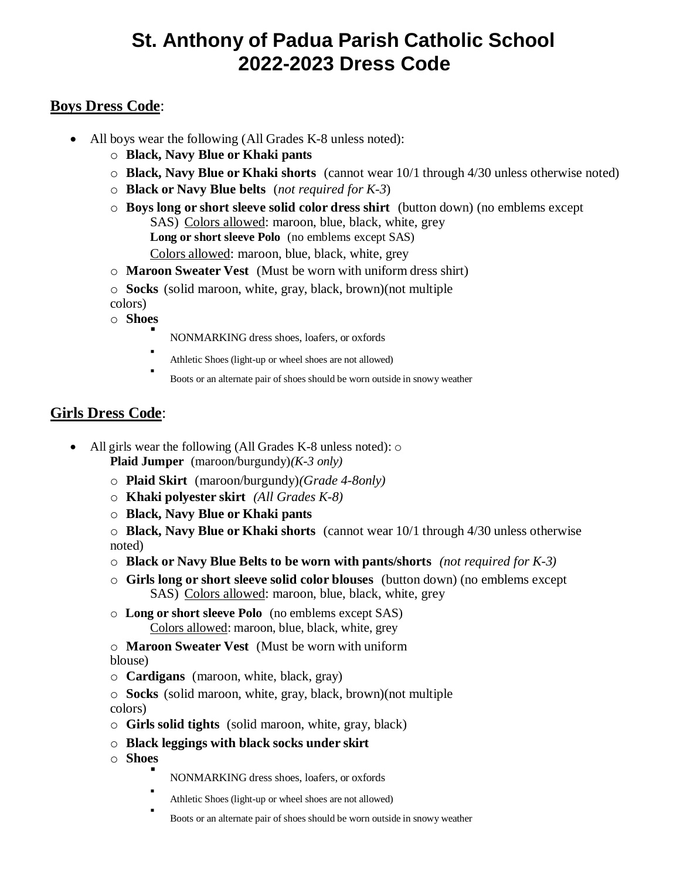# St. Anthony of Padua Parish Catholic School
# 2022-2023 Dress Code

## **Boys Dress Code**:

- All boys wear the following (All Grades K-8 unless noted):
  - **Black, Navy Blue or Khaki pants**
  - **Black, Navy Blue or Khaki shorts** (cannot wear 10/1 through 4/30 unless otherwise noted)
  - **Black or Navy Blue belts** (*not required for K-3*)
  - **Boys long or short sleeve solid color dress shirt** (button down) (no emblems except SAS) Colors allowed: maroon, blue, black, white, grey
    **Long or short sleeve Polo** (no emblems except SAS)
    Colors allowed: maroon, blue, black, white, grey
  - **Maroon Sweater Vest** (Must be worn with uniform dress shirt)
  - **Socks** (solid maroon, white, gray, black, brown)(not multiple colors)
  - **Shoes**
    - NONMARKING dress shoes, loafers, or oxfords
    - Athletic Shoes (light-up or wheel shoes are not allowed)
    - Boots or an alternate pair of shoes should be worn outside in snowy weather

## **Girls Dress Code**:

- All girls wear the following (All Grades K-8 unless noted):
  - **Plaid Jumper** (maroon/burgundy)*(K-3 only)*
  - **Plaid Skirt** (maroon/burgundy)*(Grade 4-8only)*
  - **Khaki polyester skirt** *(All Grades K-8)*
  - **Black, Navy Blue or Khaki pants**
  - **Black, Navy Blue or Khaki shorts** (cannot wear 10/1 through 4/30 unless otherwise noted)
  - **Black or Navy Blue Belts to be worn with pants/shorts** *(not required for K-3)*
  - **Girls long or short sleeve solid color blouses** (button down) (no emblems except SAS) Colors allowed: maroon, blue, black, white, grey
  - **Long or short sleeve Polo** (no emblems except SAS)
    Colors allowed: maroon, blue, black, white, grey
  - **Maroon Sweater Vest** (Must be worn with uniform blouse)
  - **Cardigans** (maroon, white, black, gray)
  - **Socks** (solid maroon, white, gray, black, brown)(not multiple colors)
  - **Girls solid tights** (solid maroon, white, gray, black)
  - **Black leggings with black socks under skirt**
  - **Shoes**
    - NONMARKING dress shoes, loafers, or oxfords
    - Athletic Shoes (light-up or wheel shoes are not allowed)
    - Boots or an alternate pair of shoes should be worn outside in snowy weather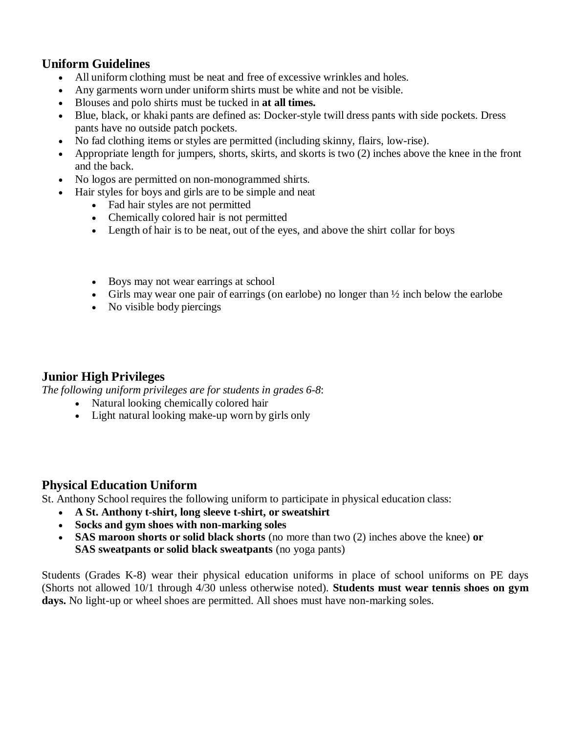## Uniform Guidelines

- All uniform clothing must be neat and free of excessive wrinkles and holes.
- Any garments worn under uniform shirts must be white and not be visible.
- Blouses and polo shirts must be tucked in **at all times.**
- Blue, black, or khaki pants are defined as: Docker-style twill dress pants with side pockets. Dress pants have no outside patch pockets.
- No fad clothing items or styles are permitted (including skinny, flairs, low-rise).
- Appropriate length for jumpers, shorts, skirts, and skorts is two (2) inches above the knee in the front and the back.
- No logos are permitted on non-monogrammed shirts.
- Hair styles for boys and girls are to be simple and neat
  - Fad hair styles are not permitted
  - Chemically colored hair is not permitted
  - Length of hair is to be neat, out of the eyes, and above the shirt collar for boys
  - Boys may not wear earrings at school
  - Girls may wear one pair of earrings (on earlobe) no longer than ½ inch below the earlobe
  - No visible body piercings

## Junior High Privileges

*The following uniform privileges are for students in grades 6-8*:

- Natural looking chemically colored hair
- Light natural looking make-up worn by girls only

## Physical Education Uniform

St. Anthony School requires the following uniform to participate in physical education class:

- **A St. Anthony t-shirt, long sleeve t-shirt, or sweatshirt**
- **Socks and gym shoes with non-marking soles**
- **SAS maroon shorts or solid black shorts** (no more than two (2) inches above the knee) **or SAS sweatpants or solid black sweatpants** (no yoga pants)

Students (Grades K-8) wear their physical education uniforms in place of school uniforms on PE days (Shorts not allowed 10/1 through 4/30 unless otherwise noted). **Students must wear tennis shoes on gym days.** No light-up or wheel shoes are permitted. All shoes must have non-marking soles.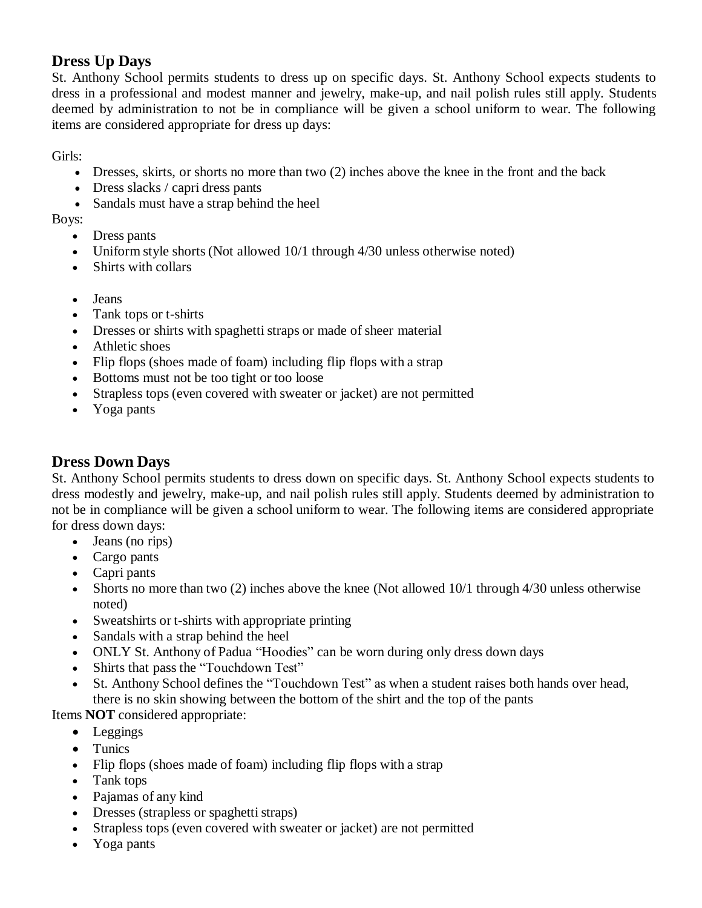## Dress Up Days

St. Anthony School permits students to dress up on specific days. St. Anthony School expects students to dress in a professional and modest manner and jewelry, make-up, and nail polish rules still apply. Students deemed by administration to not be in compliance will be given a school uniform to wear. The following items are considered appropriate for dress up days:

Girls:

- Dresses, skirts, or shorts no more than two (2) inches above the knee in the front and the back
- Dress slacks / capri dress pants
- Sandals must have a strap behind the heel

Boys:

- Dress pants
- Uniform style shorts (Not allowed 10/1 through 4/30 unless otherwise noted)
- Shirts with collars

- Jeans
- Tank tops or t-shirts
- Dresses or shirts with spaghetti straps or made of sheer material
- Athletic shoes
- Flip flops (shoes made of foam) including flip flops with a strap
- Bottoms must not be too tight or too loose
- Strapless tops (even covered with sweater or jacket) are not permitted
- Yoga pants

## Dress Down Days

St. Anthony School permits students to dress down on specific days. St. Anthony School expects students to dress modestly and jewelry, make-up, and nail polish rules still apply. Students deemed by administration to not be in compliance will be given a school uniform to wear. The following items are considered appropriate for dress down days:

- Jeans (no rips)
- Cargo pants
- Capri pants
- Shorts no more than two (2) inches above the knee (Not allowed 10/1 through 4/30 unless otherwise noted)
- Sweatshirts or t-shirts with appropriate printing
- Sandals with a strap behind the heel
- ONLY St. Anthony of Padua "Hoodies" can be worn during only dress down days
- Shirts that pass the "Touchdown Test"
- St. Anthony School defines the "Touchdown Test" as when a student raises both hands over head, there is no skin showing between the bottom of the shirt and the top of the pants

Items **NOT** considered appropriate:

- Leggings
- Tunics
- Flip flops (shoes made of foam) including flip flops with a strap
- Tank tops
- Pajamas of any kind
- Dresses (strapless or spaghetti straps)
- Strapless tops (even covered with sweater or jacket) are not permitted
- Yoga pants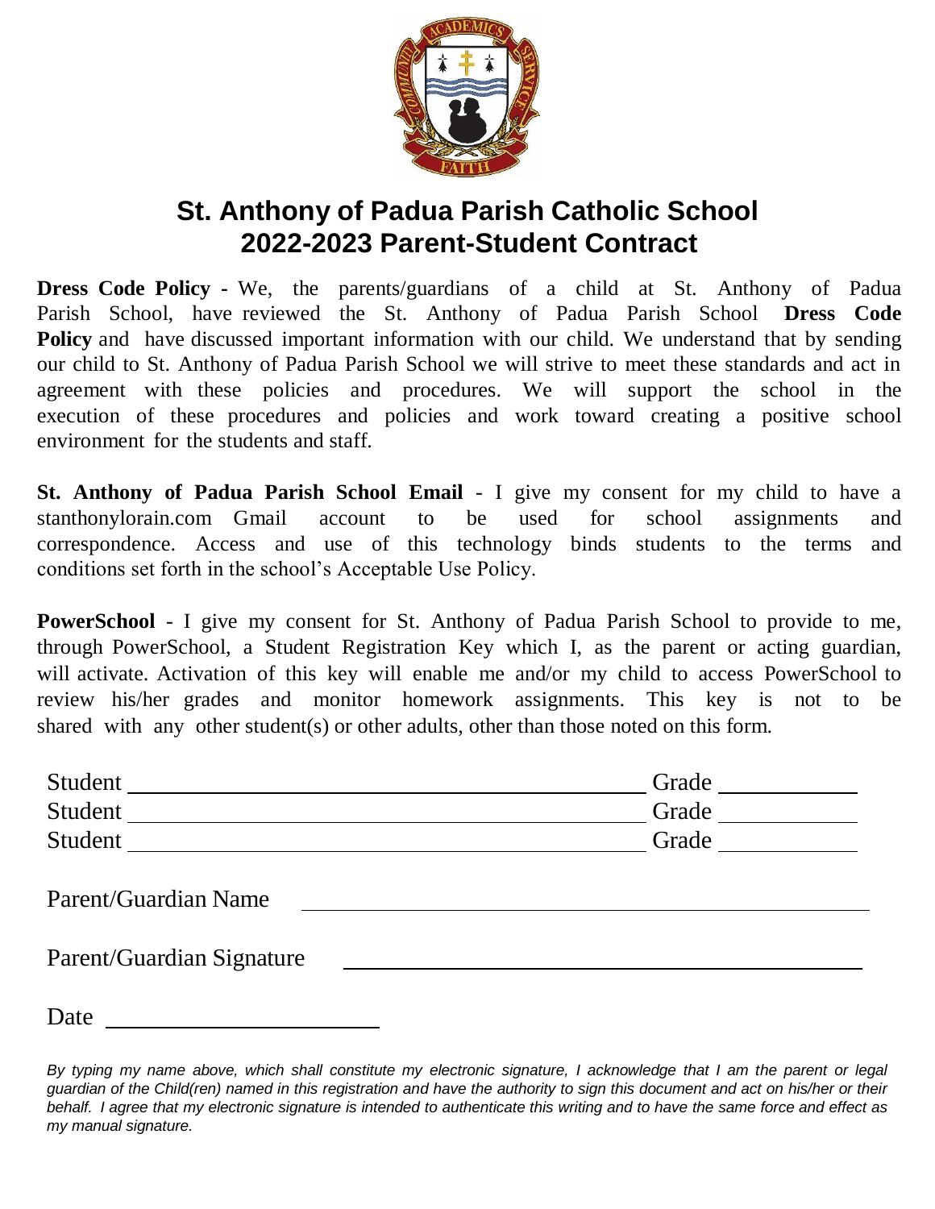# St. Anthony of Padua Parish Catholic School
# 2022-2023 Parent-Student Contract

**Dress Code Policy** - We, the parents/guardians of a child at St. Anthony of Padua Parish School, have reviewed the St. Anthony of Padua Parish School **Dress Code Policy** and have discussed important information with our child. We understand that by sending our child to St. Anthony of Padua Parish School we will strive to meet these standards and act in agreement with these policies and procedures. We will support the school in the execution of these procedures and policies and work toward creating a positive school environment for the students and staff.

**St. Anthony of Padua Parish School Email** - I give my consent for my child to have a stanthonylorain.com Gmail account to be used for school assignments and correspondence. Access and use of this technology binds students to the terms and conditions set forth in the school's Acceptable Use Policy.

**PowerSchool** - I give my consent for St. Anthony of Padua Parish School to provide to me, through PowerSchool, a Student Registration Key which I, as the parent or acting guardian, will activate. Activation of this key will enable me and/or my child to access PowerSchool to review his/her grades and monitor homework assignments. This key is not to be shared with any other student(s) or other adults, other than those noted on this form.

Student ______________________________ Grade __________

Student ______________________________ Grade __________

Student ______________________________ Grade __________

Parent/Guardian Name ______________________________

Parent/Guardian Signature ______________________________

Date ____________________

*By typing my name above, which shall constitute my electronic signature, I acknowledge that I am the parent or legal guardian of the Child(ren) named in this registration and have the authority to sign this document and act on his/her or their behalf. I agree that my electronic signature is intended to authenticate this writing and to have the same force and effect as my manual signature.*